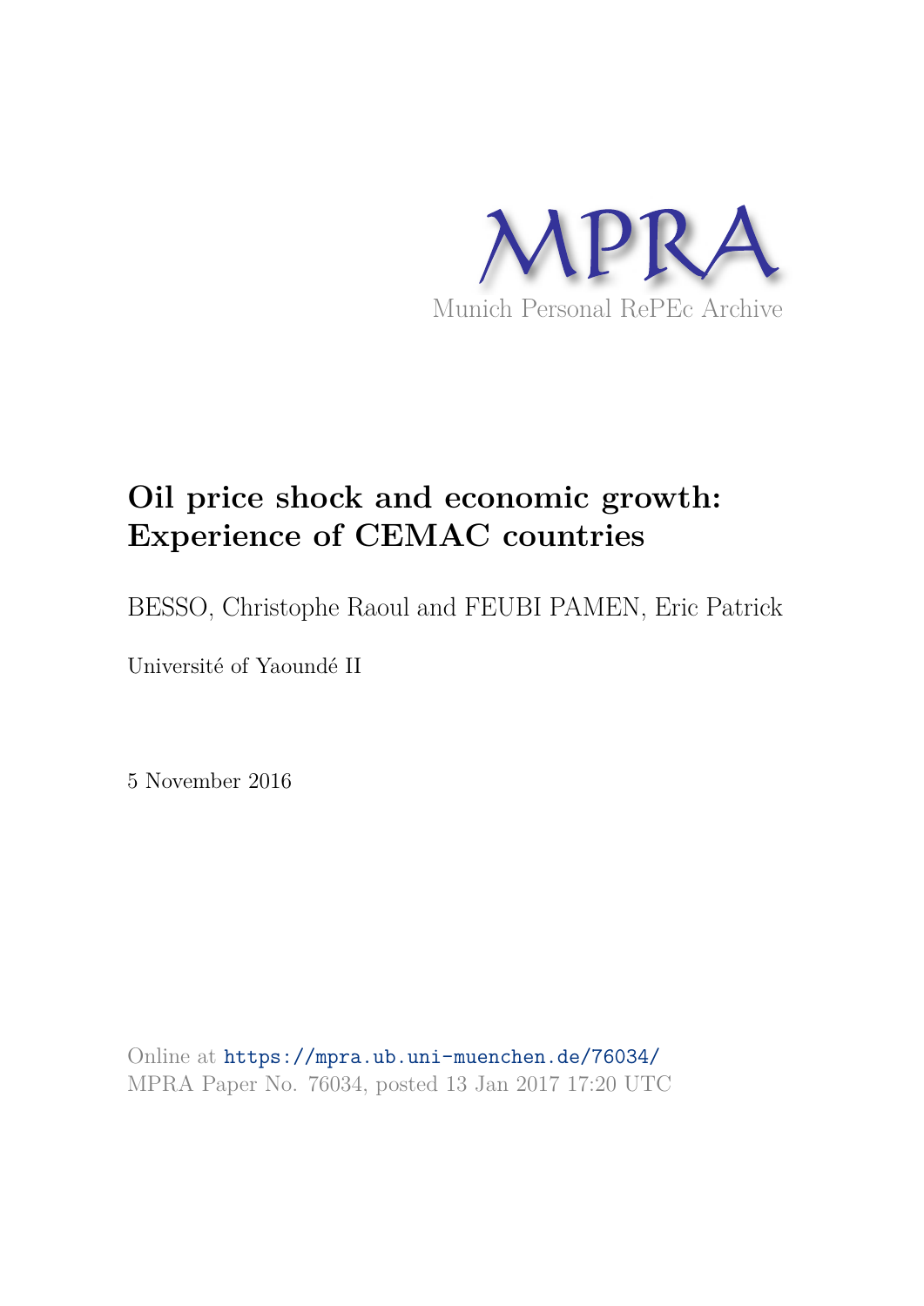MPRA

Munich Personal RePEc Archive

# Oil price shock and economic growth: Experience of CEMAC countries

BESSO, Christophe Raoul and FEUBI PAMEN, Eric Patrick

Université of Yaoundé II

5 November 2016

Online at https://mpra.ub.uni-muenchen.de/76034/
MPRA Paper No. 76034, posted 13 Jan 2017 17:20 UTC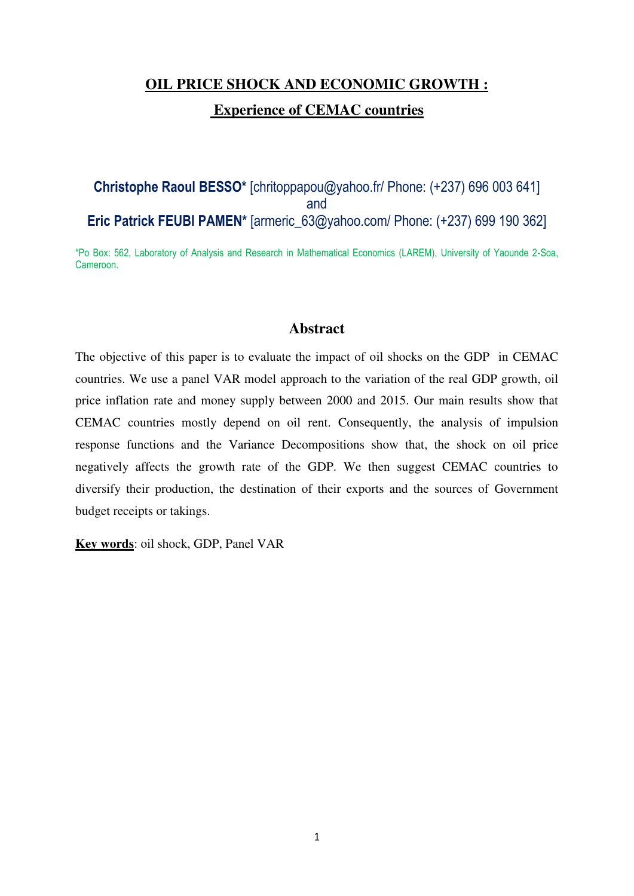# OIL PRICE SHOCK AND ECONOMIC GROWTH :

## Experience of CEMAC countries

**Christophe Raoul BESSO*** [chritoppapou@yahoo.fr/ Phone: (+237) 696 003 641]
and
**Eric Patrick FEUBI PAMEN*** [armeric_63@yahoo.com/ Phone: (+237) 699 190 362]

*Po Box: 562, Laboratory of Analysis and Research in Mathematical Economics (LAREM), University of Yaounde 2-Soa, Cameroon.

## Abstract

The objective of this paper is to evaluate the impact of oil shocks on the GDP in CEMAC countries. We use a panel VAR model approach to the variation of the real GDP growth, oil price inflation rate and money supply between 2000 and 2015. Our main results show that CEMAC countries mostly depend on oil rent. Consequently, the analysis of impulsion response functions and the Variance Decompositions show that, the shock on oil price negatively affects the growth rate of the GDP. We then suggest CEMAC countries to diversify their production, the destination of their exports and the sources of Government budget receipts or takings.

**Key words**: oil shock, GDP, Panel VAR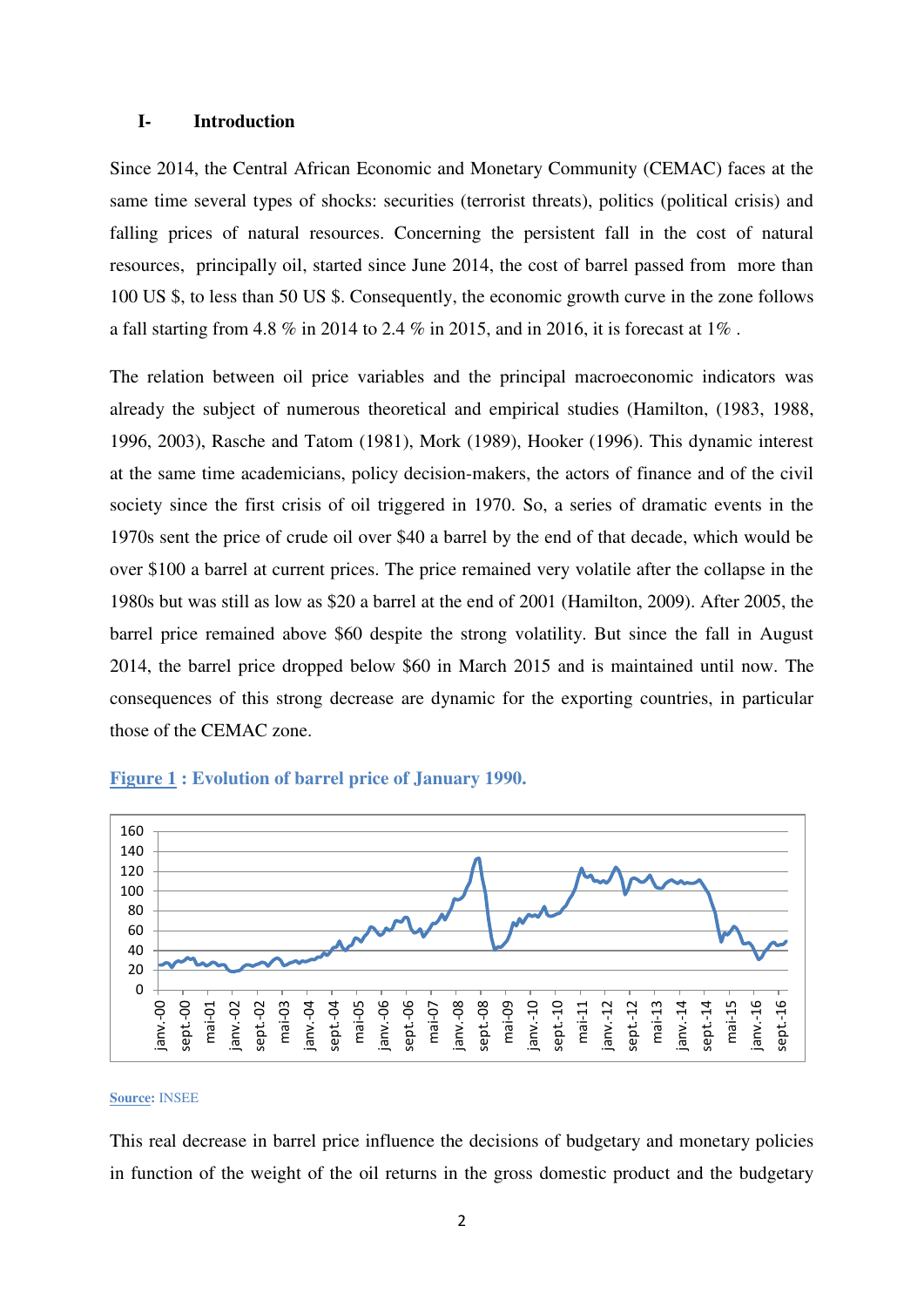## I- Introduction

Since 2014, the Central African Economic and Monetary Community (CEMAC) faces at the same time several types of shocks: securities (terrorist threats), politics (political crisis) and falling prices of natural resources. Concerning the persistent fall in the cost of natural resources, principally oil, started since June 2014, the cost of barrel passed from more than 100 US $, to less than 50 US $. Consequently, the economic growth curve in the zone follows a fall starting from 4.8 % in 2014 to 2.4 % in 2015, and in 2016, it is forecast at 1% .

The relation between oil price variables and the principal macroeconomic indicators was already the subject of numerous theoretical and empirical studies (Hamilton, (1983, 1988, 1996, 2003), Rasche and Tatom (1981), Mork (1989), Hooker (1996). This dynamic interest at the same time academicians, policy decision-makers, the actors of finance and of the civil society since the first crisis of oil triggered in 1970. So, a series of dramatic events in the 1970s sent the price of crude oil over $40 a barrel by the end of that decade, which would be over $100 a barrel at current prices. The price remained very volatile after the collapse in the 1980s but was still as low as $20 a barrel at the end of 2001 (Hamilton, 2009). After 2005, the barrel price remained above $60 despite the strong volatility. But since the fall in August 2014, the barrel price dropped below $60 in March 2015 and is maintained until now. The consequences of this strong decrease are dynamic for the exporting countries, in particular those of the CEMAC zone.

**Figure 1 : Evolution of barrel price of January 1990.**

**Source:** INSEE

This real decrease in barrel price influence the decisions of budgetary and monetary policies in function of the weight of the oil returns in the gross domestic product and the budgetary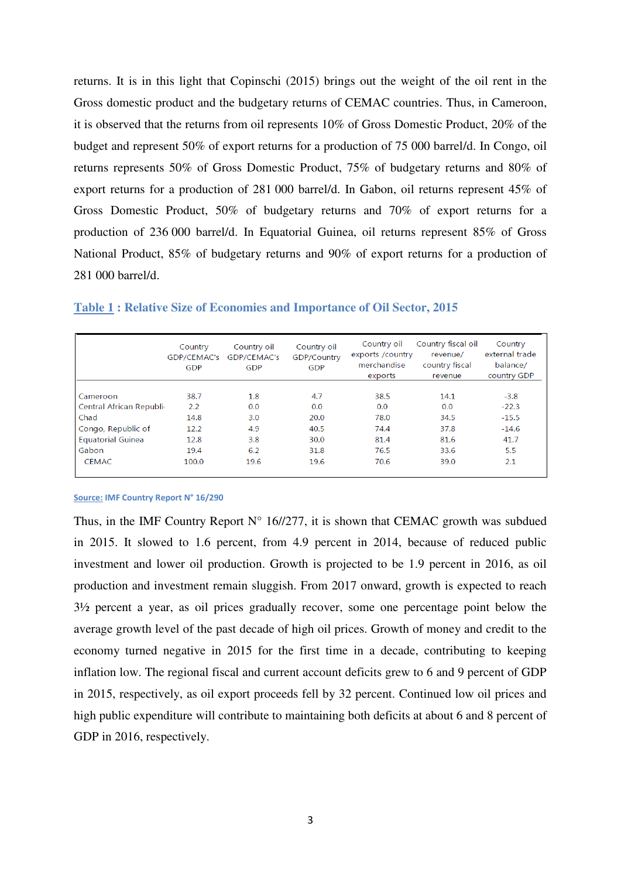returns. It is in this light that Copinschi (2015) brings out the weight of the oil rent in the Gross domestic product and the budgetary returns of CEMAC countries. Thus, in Cameroon, it is observed that the returns from oil represents 10% of Gross Domestic Product, 20% of the budget and represent 50% of export returns for a production of 75 000 barrel/d. In Congo, oil returns represents 50% of Gross Domestic Product, 75% of budgetary returns and 80% of export returns for a production of 281 000 barrel/d. In Gabon, oil returns represent 45% of Gross Domestic Product, 50% of budgetary returns and 70% of export returns for a production of 236 000 barrel/d. In Equatorial Guinea, oil returns represent 85% of Gross National Product, 85% of budgetary returns and 90% of export returns for a production of 281 000 barrel/d.

**Table 1 : Relative Size of Economies and Importance of Oil Sector, 2015**

| | Country GDP/CEMAC's GDP | Country oil GDP/CEMAC's GDP | Country oil GDP/Country GDP | Country oil exports /country merchandise exports | Country fiscal oil revenue/ country fiscal revenue | Country external trade balance/ country GDP |
|---|---|---|---|---|---|---|
| Cameroon | 38.7 | 1.8 | 4.7 | 38.5 | 14.1 | -3.8 |
| Central African Republi | 2.2 | 0.0 | 0.0 | 0.0 | 0.0 | -22.3 |
| Chad | 14.8 | 3.0 | 20.0 | 78.0 | 34.5 | -15.5 |
| Congo, Republic of | 12.2 | 4.9 | 40.5 | 74.4 | 37.8 | -14.6 |
| Equatorial Guinea | 12.8 | 3.8 | 30.0 | 81.4 | 81.6 | 41.7 |
| Gabon | 19.4 | 6.2 | 31.8 | 76.5 | 33.6 | 5.5 |
| CEMAC | 100.0 | 19.6 | 19.6 | 70.6 | 39.0 | 2.1 |

Source: IMF Country Report N° 16/290

Thus, in the IMF Country Report N° 16//277, it is shown that CEMAC growth was subdued in 2015. It slowed to 1.6 percent, from 4.9 percent in 2014, because of reduced public investment and lower oil production. Growth is projected to be 1.9 percent in 2016, as oil production and investment remain sluggish. From 2017 onward, growth is expected to reach 3½ percent a year, as oil prices gradually recover, some one percentage point below the average growth level of the past decade of high oil prices. Growth of money and credit to the economy turned negative in 2015 for the first time in a decade, contributing to keeping inflation low. The regional fiscal and current account deficits grew to 6 and 9 percent of GDP in 2015, respectively, as oil export proceeds fell by 32 percent. Continued low oil prices and high public expenditure will contribute to maintaining both deficits at about 6 and 8 percent of GDP in 2016, respectively.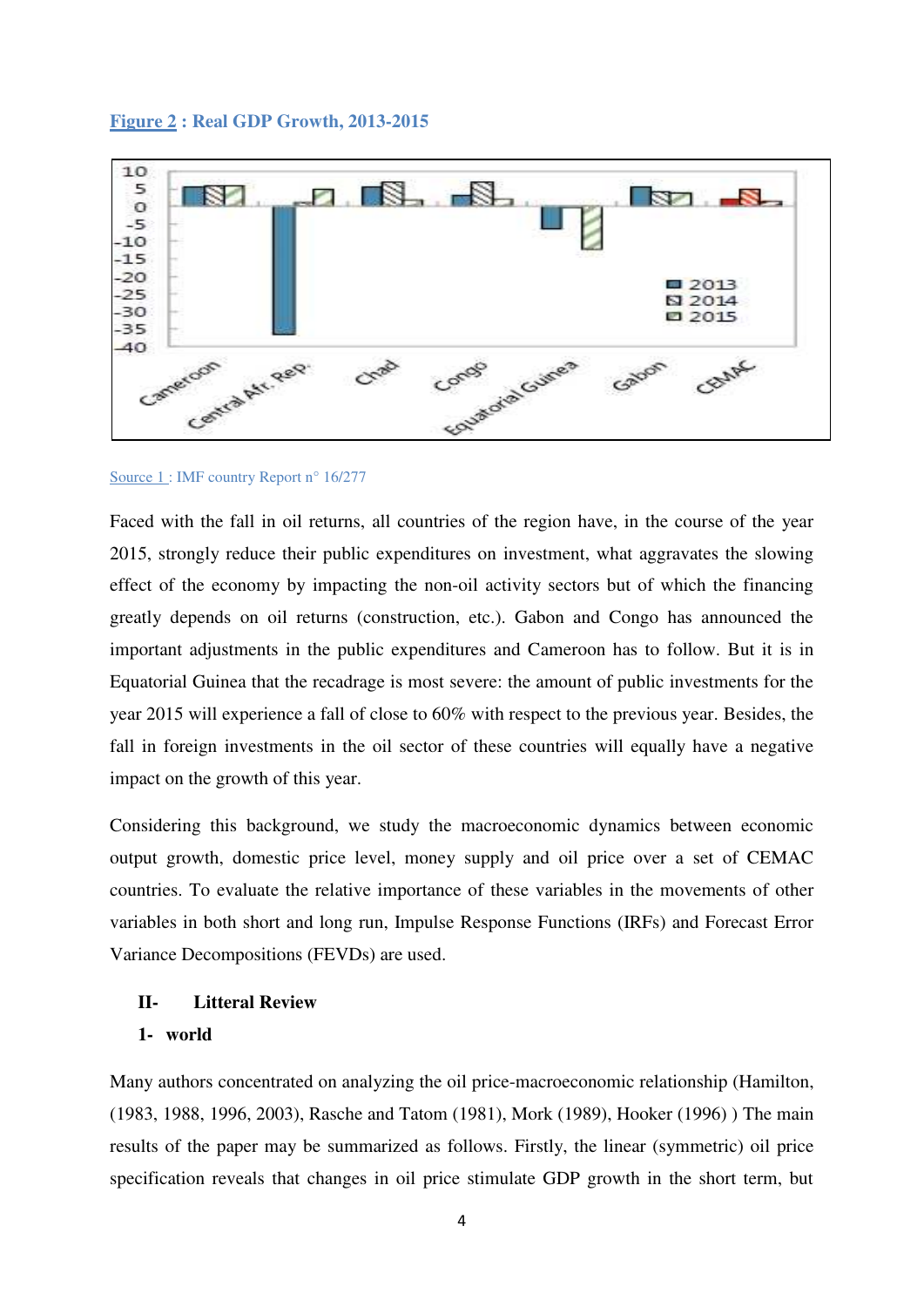**Figure 2 : Real GDP Growth, 2013-2015**

Source 1 : IMF country Report n° 16/277

Faced with the fall in oil returns, all countries of the region have, in the course of the year 2015, strongly reduce their public expenditures on investment, what aggravates the slowing effect of the economy by impacting the non-oil activity sectors but of which the financing greatly depends on oil returns (construction, etc.). Gabon and Congo has announced the important adjustments in the public expenditures and Cameroon has to follow. But it is in Equatorial Guinea that the recadrage is most severe: the amount of public investments for the year 2015 will experience a fall of close to 60% with respect to the previous year. Besides, the fall in foreign investments in the oil sector of these countries will equally have a negative impact on the growth of this year.

Considering this background, we study the macroeconomic dynamics between economic output growth, domestic price level, money supply and oil price over a set of CEMAC countries. To evaluate the relative importance of these variables in the movements of other variables in both short and long run, Impulse Response Functions (IRFs) and Forecast Error Variance Decompositions (FEVDs) are used.

## II- Litteral Review

### 1- world

Many authors concentrated on analyzing the oil price-macroeconomic relationship (Hamilton, (1983, 1988, 1996, 2003), Rasche and Tatom (1981), Mork (1989), Hooker (1996) ) The main results of the paper may be summarized as follows. Firstly, the linear (symmetric) oil price specification reveals that changes in oil price stimulate GDP growth in the short term, but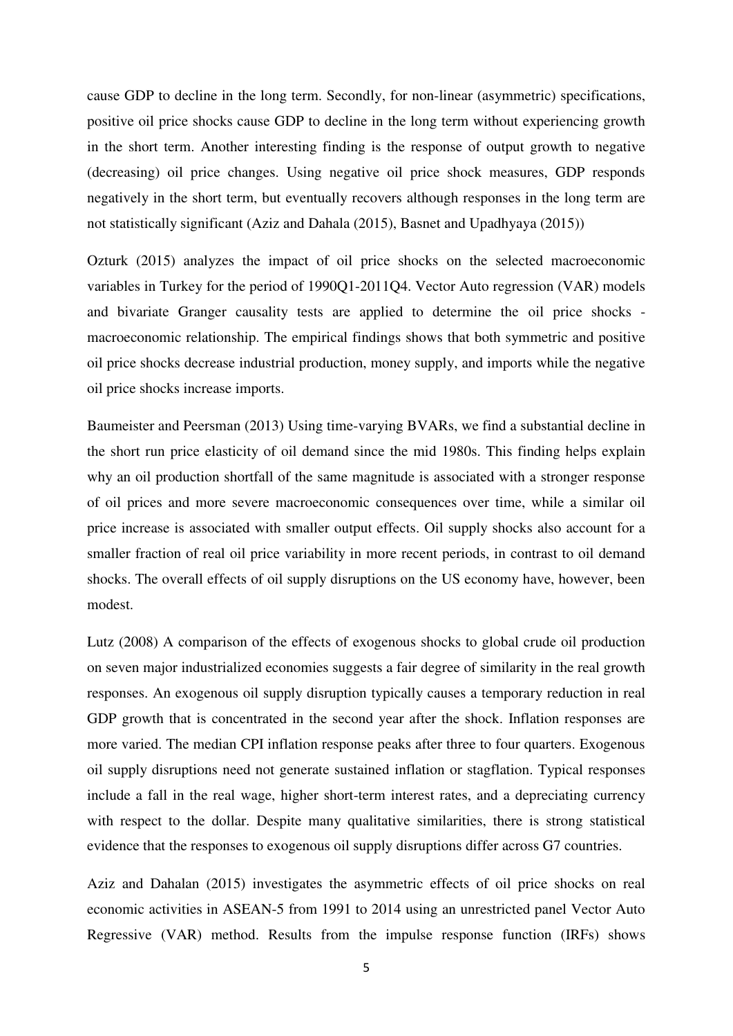cause GDP to decline in the long term. Secondly, for non-linear (asymmetric) specifications, positive oil price shocks cause GDP to decline in the long term without experiencing growth in the short term. Another interesting finding is the response of output growth to negative (decreasing) oil price changes. Using negative oil price shock measures, GDP responds negatively in the short term, but eventually recovers although responses in the long term are not statistically significant (Aziz and Dahala (2015), Basnet and Upadhyaya (2015))

Ozturk (2015) analyzes the impact of oil price shocks on the selected macroeconomic variables in Turkey for the period of 1990Q1-2011Q4. Vector Auto regression (VAR) models and bivariate Granger causality tests are applied to determine the oil price shocks - macroeconomic relationship. The empirical findings shows that both symmetric and positive oil price shocks decrease industrial production, money supply, and imports while the negative oil price shocks increase imports.

Baumeister and Peersman (2013) Using time-varying BVARs, we find a substantial decline in the short run price elasticity of oil demand since the mid 1980s. This finding helps explain why an oil production shortfall of the same magnitude is associated with a stronger response of oil prices and more severe macroeconomic consequences over time, while a similar oil price increase is associated with smaller output effects. Oil supply shocks also account for a smaller fraction of real oil price variability in more recent periods, in contrast to oil demand shocks. The overall effects of oil supply disruptions on the US economy have, however, been modest.

Lutz (2008) A comparison of the effects of exogenous shocks to global crude oil production on seven major industrialized economies suggests a fair degree of similarity in the real growth responses. An exogenous oil supply disruption typically causes a temporary reduction in real GDP growth that is concentrated in the second year after the shock. Inflation responses are more varied. The median CPI inflation response peaks after three to four quarters. Exogenous oil supply disruptions need not generate sustained inflation or stagflation. Typical responses include a fall in the real wage, higher short-term interest rates, and a depreciating currency with respect to the dollar. Despite many qualitative similarities, there is strong statistical evidence that the responses to exogenous oil supply disruptions differ across G7 countries.

Aziz and Dahalan (2015) investigates the asymmetric effects of oil price shocks on real economic activities in ASEAN-5 from 1991 to 2014 using an unrestricted panel Vector Auto Regressive (VAR) method. Results from the impulse response function (IRFs) shows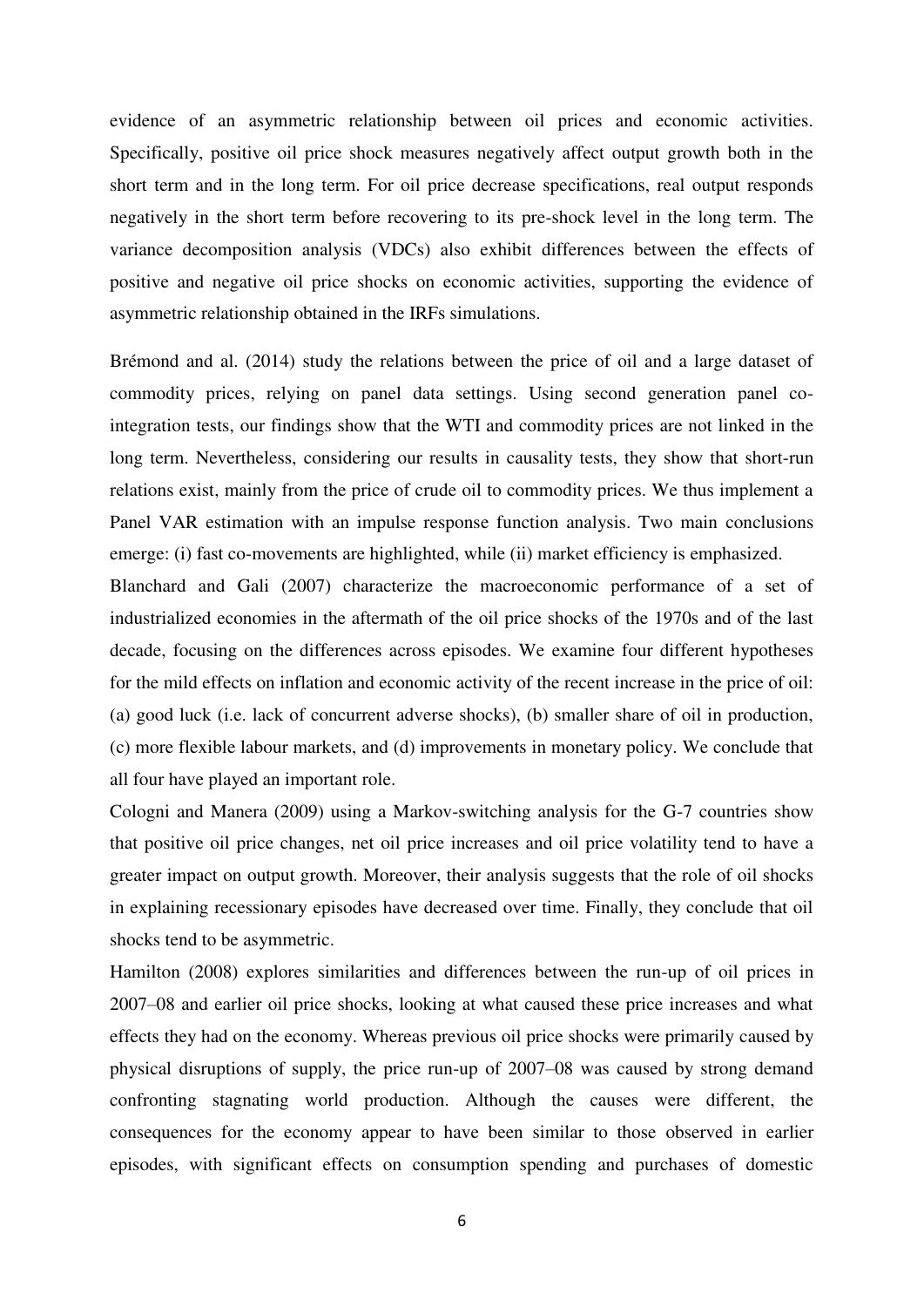evidence of an asymmetric relationship between oil prices and economic activities. Specifically, positive oil price shock measures negatively affect output growth both in the short term and in the long term. For oil price decrease specifications, real output responds negatively in the short term before recovering to its pre-shock level in the long term. The variance decomposition analysis (VDCs) also exhibit differences between the effects of positive and negative oil price shocks on economic activities, supporting the evidence of asymmetric relationship obtained in the IRFs simulations.

Brémond and al. (2014) study the relations between the price of oil and a large dataset of commodity prices, relying on panel data settings. Using second generation panel co-integration tests, our findings show that the WTI and commodity prices are not linked in the long term. Nevertheless, considering our results in causality tests, they show that short-run relations exist, mainly from the price of crude oil to commodity prices. We thus implement a Panel VAR estimation with an impulse response function analysis. Two main conclusions emerge: (i) fast co-movements are highlighted, while (ii) market efficiency is emphasized.

Blanchard and Gali (2007) characterize the macroeconomic performance of a set of industrialized economies in the aftermath of the oil price shocks of the 1970s and of the last decade, focusing on the differences across episodes. We examine four different hypotheses for the mild effects on inflation and economic activity of the recent increase in the price of oil: (a) good luck (i.e. lack of concurrent adverse shocks), (b) smaller share of oil in production, (c) more flexible labour markets, and (d) improvements in monetary policy. We conclude that all four have played an important role.

Cologni and Manera (2009) using a Markov-switching analysis for the G-7 countries show that positive oil price changes, net oil price increases and oil price volatility tend to have a greater impact on output growth. Moreover, their analysis suggests that the role of oil shocks in explaining recessionary episodes have decreased over time. Finally, they conclude that oil shocks tend to be asymmetric.

Hamilton (2008) explores similarities and differences between the run-up of oil prices in 2007–08 and earlier oil price shocks, looking at what caused these price increases and what effects they had on the economy. Whereas previous oil price shocks were primarily caused by physical disruptions of supply, the price run-up of 2007–08 was caused by strong demand confronting stagnating world production. Although the causes were different, the consequences for the economy appear to have been similar to those observed in earlier episodes, with significant effects on consumption spending and purchases of domestic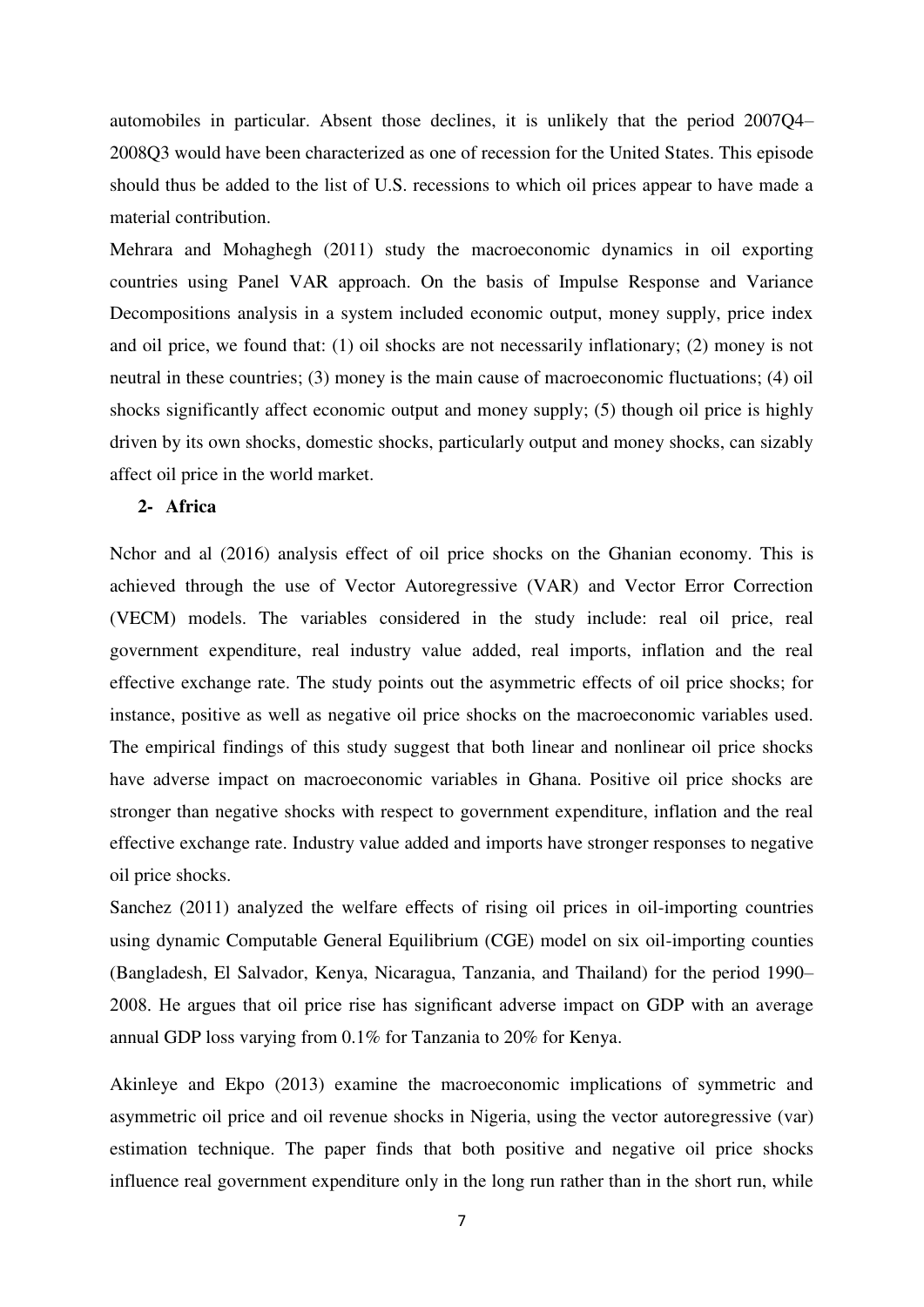automobiles in particular. Absent those declines, it is unlikely that the period 2007Q4–2008Q3 would have been characterized as one of recession for the United States. This episode should thus be added to the list of U.S. recessions to which oil prices appear to have made a material contribution.

Mehrara and Mohaghegh (2011) study the macroeconomic dynamics in oil exporting countries using Panel VAR approach. On the basis of Impulse Response and Variance Decompositions analysis in a system included economic output, money supply, price index and oil price, we found that: (1) oil shocks are not necessarily inflationary; (2) money is not neutral in these countries; (3) money is the main cause of macroeconomic fluctuations; (4) oil shocks significantly affect economic output and money supply; (5) though oil price is highly driven by its own shocks, domestic shocks, particularly output and money shocks, can sizably affect oil price in the world market.

**2- Africa**

Nchor and al (2016) analysis effect of oil price shocks on the Ghanian economy. This is achieved through the use of Vector Autoregressive (VAR) and Vector Error Correction (VECM) models. The variables considered in the study include: real oil price, real government expenditure, real industry value added, real imports, inflation and the real effective exchange rate. The study points out the asymmetric effects of oil price shocks; for instance, positive as well as negative oil price shocks on the macroeconomic variables used. The empirical findings of this study suggest that both linear and nonlinear oil price shocks have adverse impact on macroeconomic variables in Ghana. Positive oil price shocks are stronger than negative shocks with respect to government expenditure, inflation and the real effective exchange rate. Industry value added and imports have stronger responses to negative oil price shocks.

Sanchez (2011) analyzed the welfare effects of rising oil prices in oil-importing countries using dynamic Computable General Equilibrium (CGE) model on six oil-importing counties (Bangladesh, El Salvador, Kenya, Nicaragua, Tanzania, and Thailand) for the period 1990–2008. He argues that oil price rise has significant adverse impact on GDP with an average annual GDP loss varying from 0.1% for Tanzania to 20% for Kenya.

Akinleye and Ekpo (2013) examine the macroeconomic implications of symmetric and asymmetric oil price and oil revenue shocks in Nigeria, using the vector autoregressive (var) estimation technique. The paper finds that both positive and negative oil price shocks influence real government expenditure only in the long run rather than in the short run, while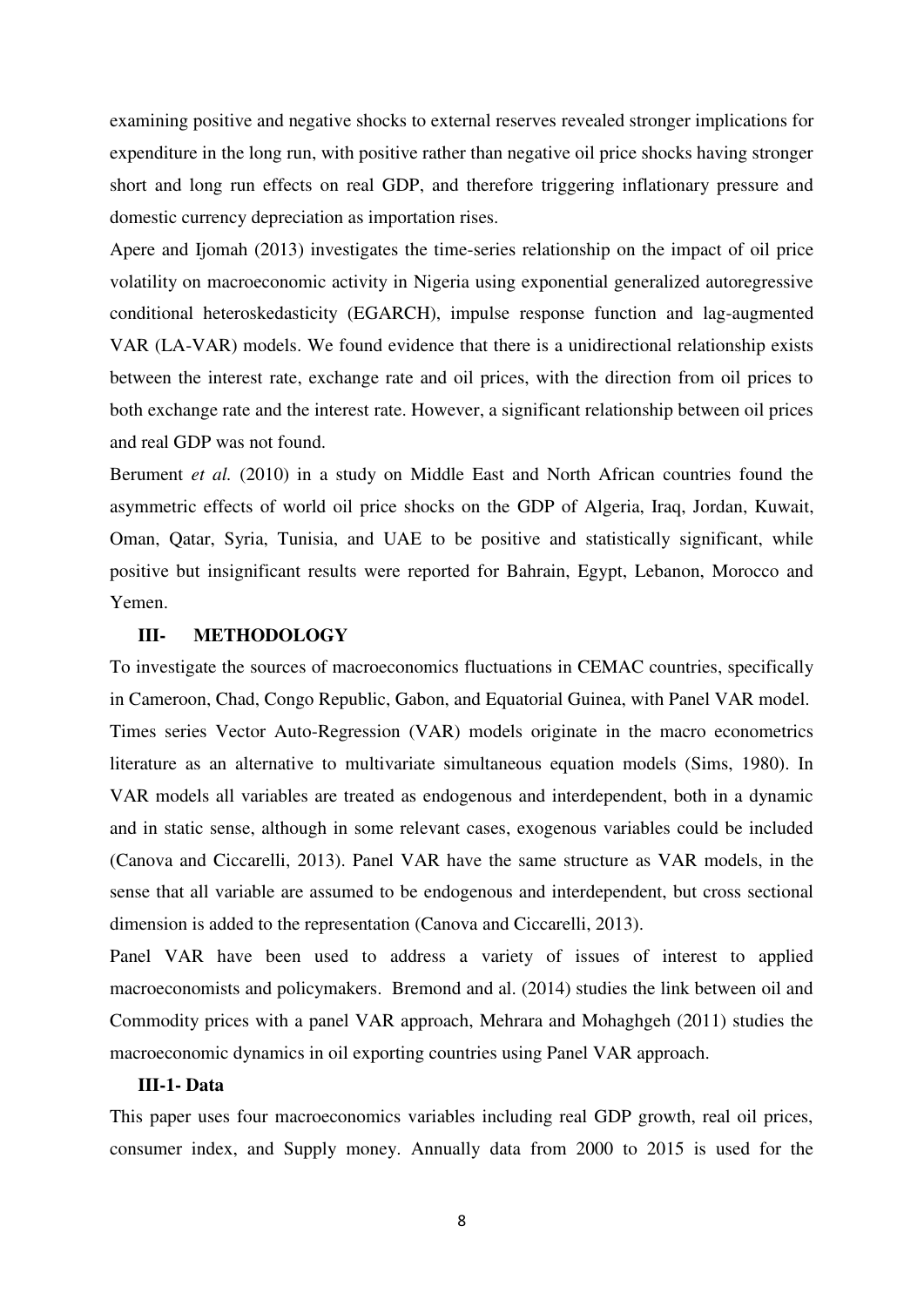examining positive and negative shocks to external reserves revealed stronger implications for expenditure in the long run, with positive rather than negative oil price shocks having stronger short and long run effects on real GDP, and therefore triggering inflationary pressure and domestic currency depreciation as importation rises.

Apere and Ijomah (2013) investigates the time-series relationship on the impact of oil price volatility on macroeconomic activity in Nigeria using exponential generalized autoregressive conditional heteroskedasticity (EGARCH), impulse response function and lag-augmented VAR (LA-VAR) models. We found evidence that there is a unidirectional relationship exists between the interest rate, exchange rate and oil prices, with the direction from oil prices to both exchange rate and the interest rate. However, a significant relationship between oil prices and real GDP was not found.

Berument *et al.* (2010) in a study on Middle East and North African countries found the asymmetric effects of world oil price shocks on the GDP of Algeria, Iraq, Jordan, Kuwait, Oman, Qatar, Syria, Tunisia, and UAE to be positive and statistically significant, while positive but insignificant results were reported for Bahrain, Egypt, Lebanon, Morocco and Yemen.

## III- METHODOLOGY

To investigate the sources of macroeconomics fluctuations in CEMAC countries, specifically in Cameroon, Chad, Congo Republic, Gabon, and Equatorial Guinea, with Panel VAR model. Times series Vector Auto-Regression (VAR) models originate in the macro econometrics literature as an alternative to multivariate simultaneous equation models (Sims, 1980). In VAR models all variables are treated as endogenous and interdependent, both in a dynamic and in static sense, although in some relevant cases, exogenous variables could be included (Canova and Ciccarelli, 2013). Panel VAR have the same structure as VAR models, in the sense that all variable are assumed to be endogenous and interdependent, but cross sectional dimension is added to the representation (Canova and Ciccarelli, 2013).

Panel VAR have been used to address a variety of issues of interest to applied macroeconomists and policymakers. Bremond and al. (2014) studies the link between oil and Commodity prices with a panel VAR approach, Mehrara and Mohaghgeh (2011) studies the macroeconomic dynamics in oil exporting countries using Panel VAR approach.

### III-1- Data

This paper uses four macroeconomics variables including real GDP growth, real oil prices, consumer index, and Supply money. Annually data from 2000 to 2015 is used for the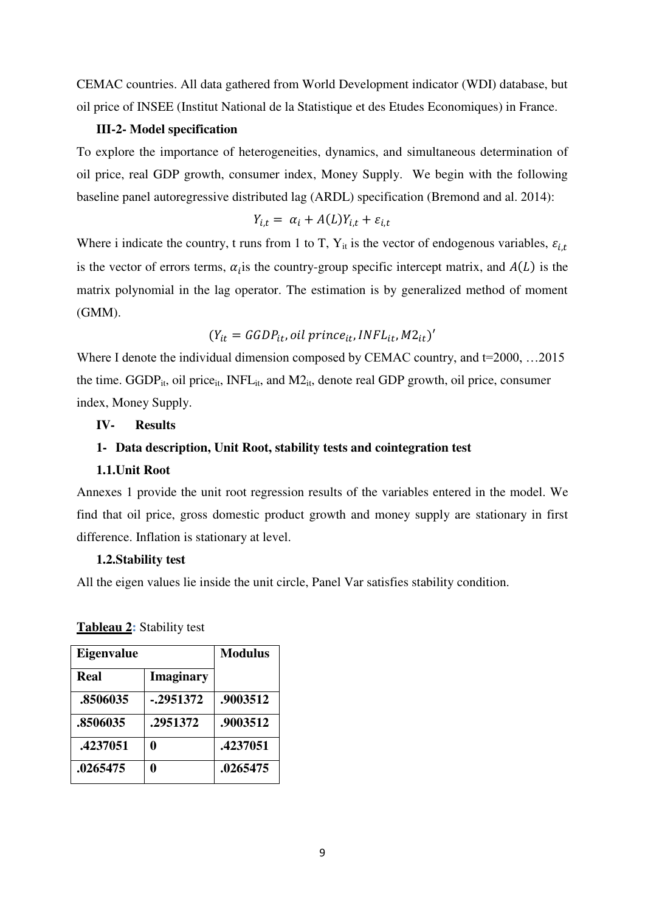CEMAC countries. All data gathered from World Development indicator (WDI) database, but oil price of INSEE (Institut National de la Statistique et des Etudes Economiques) in France.

**III-2- Model specification**

To explore the importance of heterogeneities, dynamics, and simultaneous determination of oil price, real GDP growth, consumer index, Money Supply. We begin with the following baseline panel autoregressive distributed lag (ARDL) specification (Bremond and al. 2014):

$$Y_{i,t} = \alpha_i + A(L)Y_{i,t} + \varepsilon_{i,t}$$

Where i indicate the country, t runs from 1 to T, $Y_{it}$ is the vector of endogenous variables, $\varepsilon_{i,t}$ is the vector of errors terms, $\alpha_i$ is the country-group specific intercept matrix, and $A(L)$ is the matrix polynomial in the lag operator. The estimation is by generalized method of moment (GMM).

$$(Y_{it} = GGDP_{it}, oil\ prince_{it}, INFL_{it}, M2_{it})'$$

Where I denote the individual dimension composed by CEMAC country, and t=2000, …2015 the time. $GGDP_{it}$, oil $price_{it}$, $INFL_{it}$, and $M2_{it}$, denote real GDP growth, oil price, consumer index, Money Supply.

**IV- Results**

**1- Data description, Unit Root, stability tests and cointegration test**

**1.1.Unit Root**

Annexes 1 provide the unit root regression results of the variables entered in the model. We find that oil price, gross domestic product growth and money supply are stationary in first difference. Inflation is stationary at level.

**1.2.Stability test**

All the eigen values lie inside the unit circle, Panel Var satisfies stability condition.

**Tableau 2:** Stability test

| Eigenvalue | | Modulus |
|---|---|---|
| Real | Imaginary | |
| .8506035 | -.2951372 | .9003512 |
| .8506035 | .2951372 | .9003512 |
| .4237051 | 0 | .4237051 |
| .0265475 | 0 | .0265475 |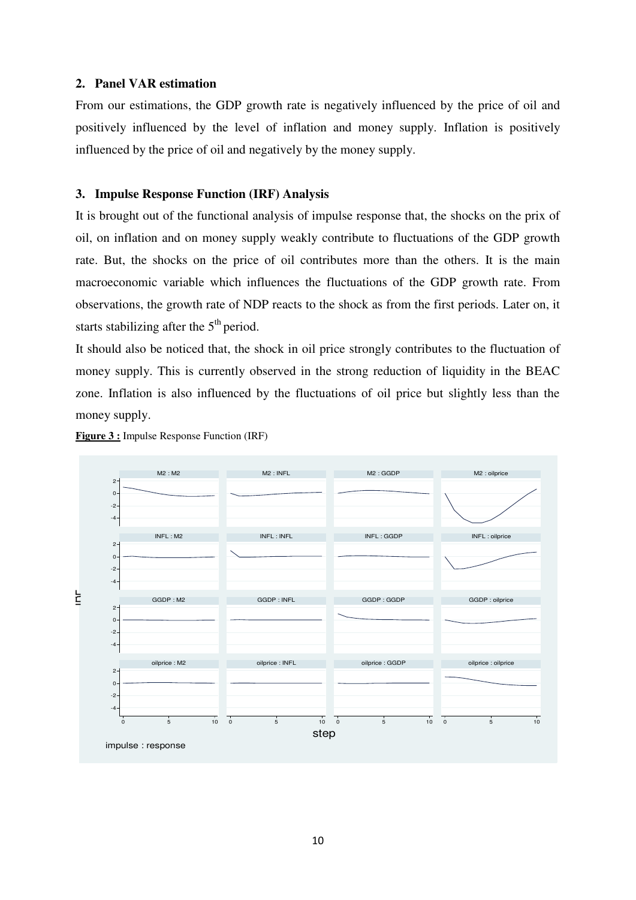## 2. Panel VAR estimation

From our estimations, the GDP growth rate is negatively influenced by the price of oil and positively influenced by the level of inflation and money supply. Inflation is positively influenced by the price of oil and negatively by the money supply.

## 3. Impulse Response Function (IRF) Analysis

It is brought out of the functional analysis of impulse response that, the shocks on the prix of oil, on inflation and on money supply weakly contribute to fluctuations of the GDP growth rate. But, the shocks on the price of oil contributes more than the others. It is the main macroeconomic variable which influences the fluctuations of the GDP growth rate. From observations, the growth rate of NDP reacts to the shock as from the first periods. Later on, it starts stabilizing after the 5[th] period.

It should also be noticed that, the shock in oil price strongly contributes to the fluctuation of money supply. This is currently observed in the strong reduction of liquidity in the BEAC zone. Inflation is also influenced by the fluctuations of oil price but slightly less than the money supply.

**Figure 3 :** Impulse Response Function (IRF)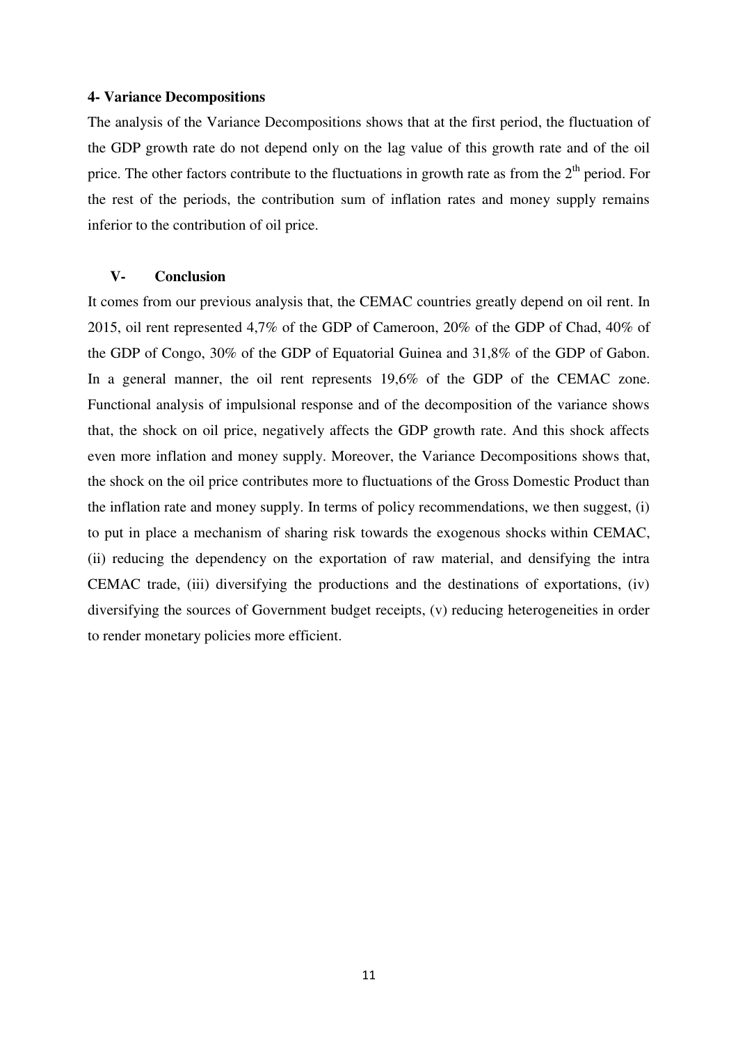#### 4- Variance Decompositions

The analysis of the Variance Decompositions shows that at the first period, the fluctuation of the GDP growth rate do not depend only on the lag value of this growth rate and of the oil price. The other factors contribute to the fluctuations in growth rate as from the 2[th] period. For the rest of the periods, the contribution sum of inflation rates and money supply remains inferior to the contribution of oil price.

## V- Conclusion

It comes from our previous analysis that, the CEMAC countries greatly depend on oil rent. In 2015, oil rent represented 4,7% of the GDP of Cameroon, 20% of the GDP of Chad, 40% of the GDP of Congo, 30% of the GDP of Equatorial Guinea and 31,8% of the GDP of Gabon. In a general manner, the oil rent represents 19,6% of the GDP of the CEMAC zone. Functional analysis of impulsional response and of the decomposition of the variance shows that, the shock on oil price, negatively affects the GDP growth rate. And this shock affects even more inflation and money supply. Moreover, the Variance Decompositions shows that, the shock on the oil price contributes more to fluctuations of the Gross Domestic Product than the inflation rate and money supply. In terms of policy recommendations, we then suggest, (i) to put in place a mechanism of sharing risk towards the exogenous shocks within CEMAC, (ii) reducing the dependency on the exportation of raw material, and densifying the intra CEMAC trade, (iii) diversifying the productions and the destinations of exportations, (iv) diversifying the sources of Government budget receipts, (v) reducing heterogeneities in order to render monetary policies more efficient.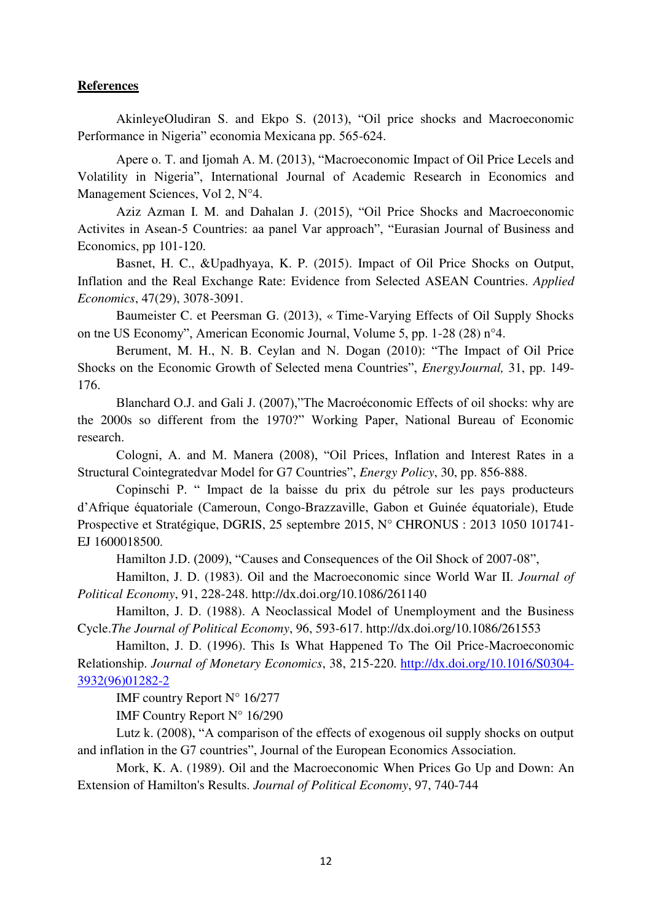**References**

AkinleyeOludiran S. and Ekpo S. (2013), "Oil price shocks and Macroeconomic Performance in Nigeria" economia Mexicana pp. 565-624.

Apere o. T. and Ijomah A. M. (2013), "Macroeconomic Impact of Oil Price Lecels and Volatility in Nigeria", International Journal of Academic Research in Economics and Management Sciences, Vol 2, N°4.

Aziz Azman I. M. and Dahalan J. (2015), "Oil Price Shocks and Macroeconomic Activites in Asean-5 Countries: aa panel Var approach", "Eurasian Journal of Business and Economics, pp 101-120.

Basnet, H. C., &Upadhyaya, K. P. (2015). Impact of Oil Price Shocks on Output, Inflation and the Real Exchange Rate: Evidence from Selected ASEAN Countries. *Applied Economics*, 47(29), 3078-3091.

Baumeister C. et Peersman G. (2013), « Time-Varying Effects of Oil Supply Shocks on tne US Economy", American Economic Journal, Volume 5, pp. 1-28 (28) n°4.

Berument, M. H., N. B. Ceylan and N. Dogan (2010): "The Impact of Oil Price Shocks on the Economic Growth of Selected mena Countries", *EnergyJournal,* 31, pp. 149-176.

Blanchard O.J. and Gali J. (2007),"The Macroéconomic Effects of oil shocks: why are the 2000s so different from the 1970?" Working Paper, National Bureau of Economic research.

Cologni, A. and M. Manera (2008), "Oil Prices, Inflation and Interest Rates in a Structural Cointegratedvar Model for G7 Countries", *Energy Policy*, 30, pp. 856-888.

Copinschi P. " Impact de la baisse du prix du pétrole sur les pays producteurs d'Afrique équatoriale (Cameroun, Congo-Brazzaville, Gabon et Guinée équatoriale), Etude Prospective et Stratégique, DGRIS, 25 septembre 2015, N° CHRONUS : 2013 1050 101741-EJ 1600018500.

Hamilton J.D. (2009), "Causes and Consequences of the Oil Shock of 2007-08",

Hamilton, J. D. (1983). Oil and the Macroeconomic since World War II. *Journal of Political Economy*, 91, 228-248. http://dx.doi.org/10.1086/261140

Hamilton, J. D. (1988). A Neoclassical Model of Unemployment and the Business Cycle.*The Journal of Political Economy*, 96, 593-617. http://dx.doi.org/10.1086/261553

Hamilton, J. D. (1996). This Is What Happened To The Oil Price-Macroeconomic Relationship. *Journal of Monetary Economics*, 38, 215-220. http://dx.doi.org/10.1016/S0304-3932(96)01282-2

IMF country Report N° 16/277

IMF Country Report N° 16/290

Lutz k. (2008), "A comparison of the effects of exogenous oil supply shocks on output and inflation in the G7 countries", Journal of the European Economics Association.

Mork, K. A. (1989). Oil and the Macroeconomic When Prices Go Up and Down: An Extension of Hamilton's Results. *Journal of Political Economy*, 97, 740-744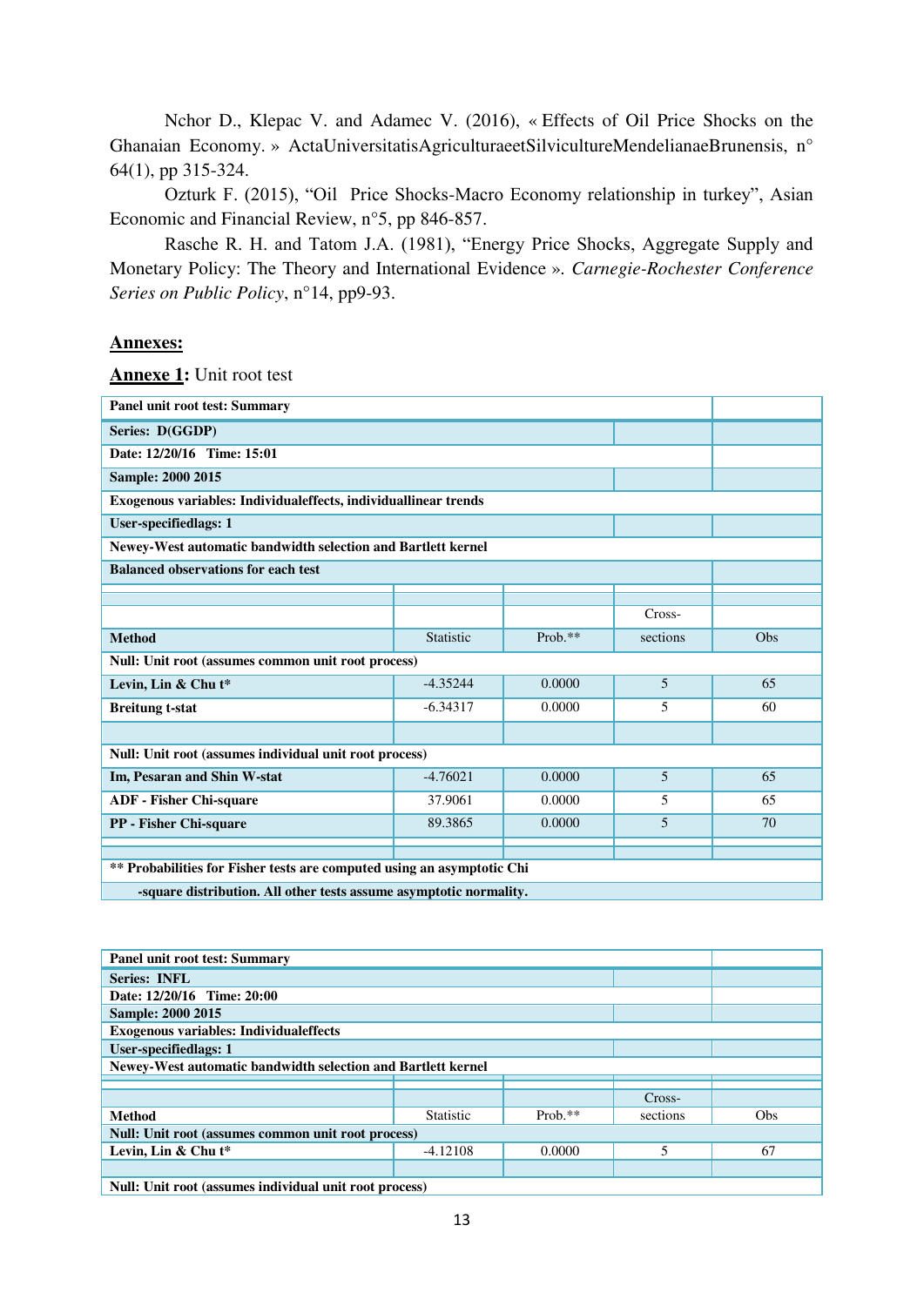Nchor D., Klepac V. and Adamec V. (2016), « Effects of Oil Price Shocks on the Ghanaian Economy. » ActaUniversitatisAgriculturaeetSilvicultureMendelianaeBrunensis, n° 64(1), pp 315-324.

Ozturk F. (2015), "Oil Price Shocks-Macro Economy relationship in turkey", Asian Economic and Financial Review, n°5, pp 846-857.

Rasche R. H. and Tatom J.A. (1981), "Energy Price Shocks, Aggregate Supply and Monetary Policy: The Theory and International Evidence ». *Carnegie-Rochester Conference Series on Public Policy*, n°14, pp9-93.

## Annexes:

**Annexe 1:** Unit root test

| **Panel unit root test: Summary** | | | | |
|---|---|---|---|---|
| **Series: D(GGDP)** | | | | |
| **Date: 12/20/16 Time: 15:01** | | | | |
| **Sample: 2000 2015** | | | | |
| **Exogenous variables: Individualeffects, individuallinear trends** | | | | |
| **User-specifiedlags: 1** | | | | |
| **Newey-West automatic bandwidth selection and Bartlett kernel** | | | | |
| **Balanced observations for each test** | | | | |
| | | | Cross- | |
| **Method** | Statistic | Prob.** | sections | Obs |
| **Null: Unit root (assumes common unit root process)** | | | | |
| **Levin, Lin & Chu t*** | -4.35244 | 0.0000 | 5 | 65 |
| **Breitung t-stat** | -6.34317 | 0.0000 | 5 | 60 |
| **Null: Unit root (assumes individual unit root process)** | | | | |
| **Im, Pesaran and Shin W-stat** | -4.76021 | 0.0000 | 5 | 65 |
| **ADF - Fisher Chi-square** | 37.9061 | 0.0000 | 5 | 65 |
| **PP - Fisher Chi-square** | 89.3865 | 0.0000 | 5 | 70 |
| **\*\* Probabilities for Fisher tests are computed using an asymptotic Chi -square distribution. All other tests assume asymptotic normality.** | | | | |

| **Panel unit root test: Summary** | | | | |
|---|---|---|---|---|
| **Series: INFL** | | | | |
| **Date: 12/20/16 Time: 20:00** | | | | |
| **Sample: 2000 2015** | | | | |
| **Exogenous variables: Individualeffects** | | | | |
| **User-specifiedlags: 1** | | | | |
| **Newey-West automatic bandwidth selection and Bartlett kernel** | | | | |
| | | | Cross- | |
| **Method** | Statistic | Prob.** | sections | Obs |
| **Null: Unit root (assumes common unit root process)** | | | | |
| **Levin, Lin & Chu t*** | -4.12108 | 0.0000 | 5 | 67 |
| **Null: Unit root (assumes individual unit root process)** | | | | |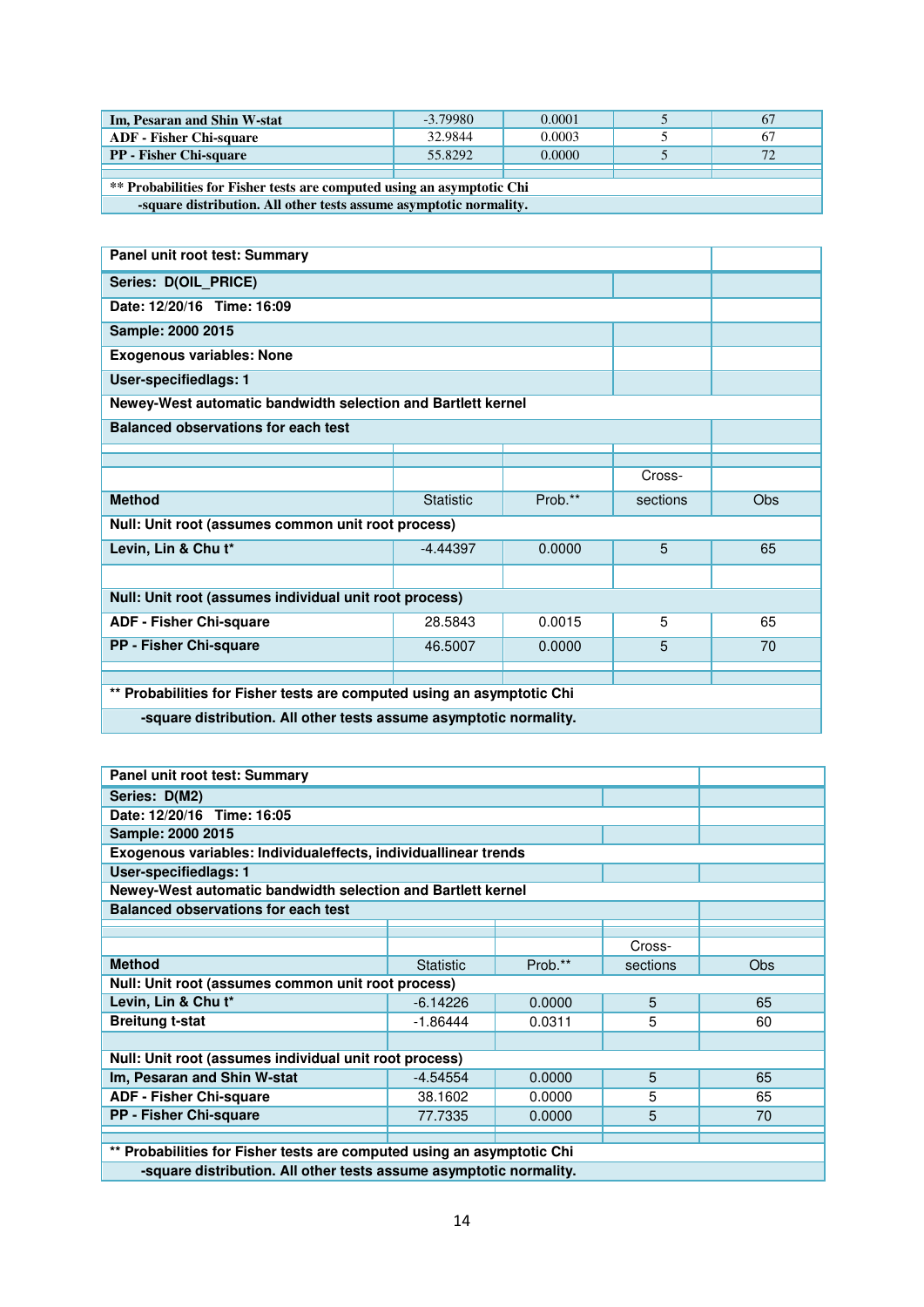| Im, Pesaran and Shin W-stat | -3.79980 | 0.0001 | 5 | 67 |
|---|---|---|---|---|
| ADF - Fisher Chi-square | 32.9844 | 0.0003 | 5 | 67 |
| PP - Fisher Chi-square | 55.8292 | 0.0000 | 5 | 72 |
| | | | | |
| ** Probabilities for Fisher tests are computed using an asymptotic Chi -square distribution. All other tests assume asymptotic normality. | | | | |

| Panel unit root test: Summary | | | | |
|---|---|---|---|---|
| Series: D(OIL_PRICE) | | | | |
| Date: 12/20/16 Time: 16:09 | | | | |
| Sample: 2000 2015 | | | | |
| Exogenous variables: None | | | | |
| User-specifiedlags: 1 | | | | |
| Newey-West automatic bandwidth selection and Bartlett kernel | | | | |
| Balanced observations for each test | | | | |
| | | | | |
| Method | Statistic | Prob.** | Cross-sections | Obs |
| Null: Unit root (assumes common unit root process) | | | | |
| Levin, Lin & Chu t* | -4.44397 | 0.0000 | 5 | 65 |
| | | | | |
| Null: Unit root (assumes individual unit root process) | | | | |
| ADF - Fisher Chi-square | 28.5843 | 0.0015 | 5 | 65 |
| PP - Fisher Chi-square | 46.5007 | 0.0000 | 5 | 70 |
| | | | | |
| ** Probabilities for Fisher tests are computed using an asymptotic Chi -square distribution. All other tests assume asymptotic normality. | | | | |

| Panel unit root test: Summary | | | | |
|---|---|---|---|---|
| Series: D(M2) | | | | |
| Date: 12/20/16 Time: 16:05 | | | | |
| Sample: 2000 2015 | | | | |
| Exogenous variables: Individualeffects, individuallinear trends | | | | |
| User-specifiedlags: 1 | | | | |
| Newey-West automatic bandwidth selection and Bartlett kernel | | | | |
| Balanced observations for each test | | | | |
| | | | | |
| Method | Statistic | Prob.** | Cross-sections | Obs |
| Null: Unit root (assumes common unit root process) | | | | |
| Levin, Lin & Chu t* | -6.14226 | 0.0000 | 5 | 65 |
| Breitung t-stat | -1.86444 | 0.0311 | 5 | 60 |
| | | | | |
| Null: Unit root (assumes individual unit root process) | | | | |
| Im, Pesaran and Shin W-stat | -4.54554 | 0.0000 | 5 | 65 |
| ADF - Fisher Chi-square | 38.1602 | 0.0000 | 5 | 65 |
| PP - Fisher Chi-square | 77.7335 | 0.0000 | 5 | 70 |
| | | | | |
| ** Probabilities for Fisher tests are computed using an asymptotic Chi -square distribution. All other tests assume asymptotic normality. | | | | |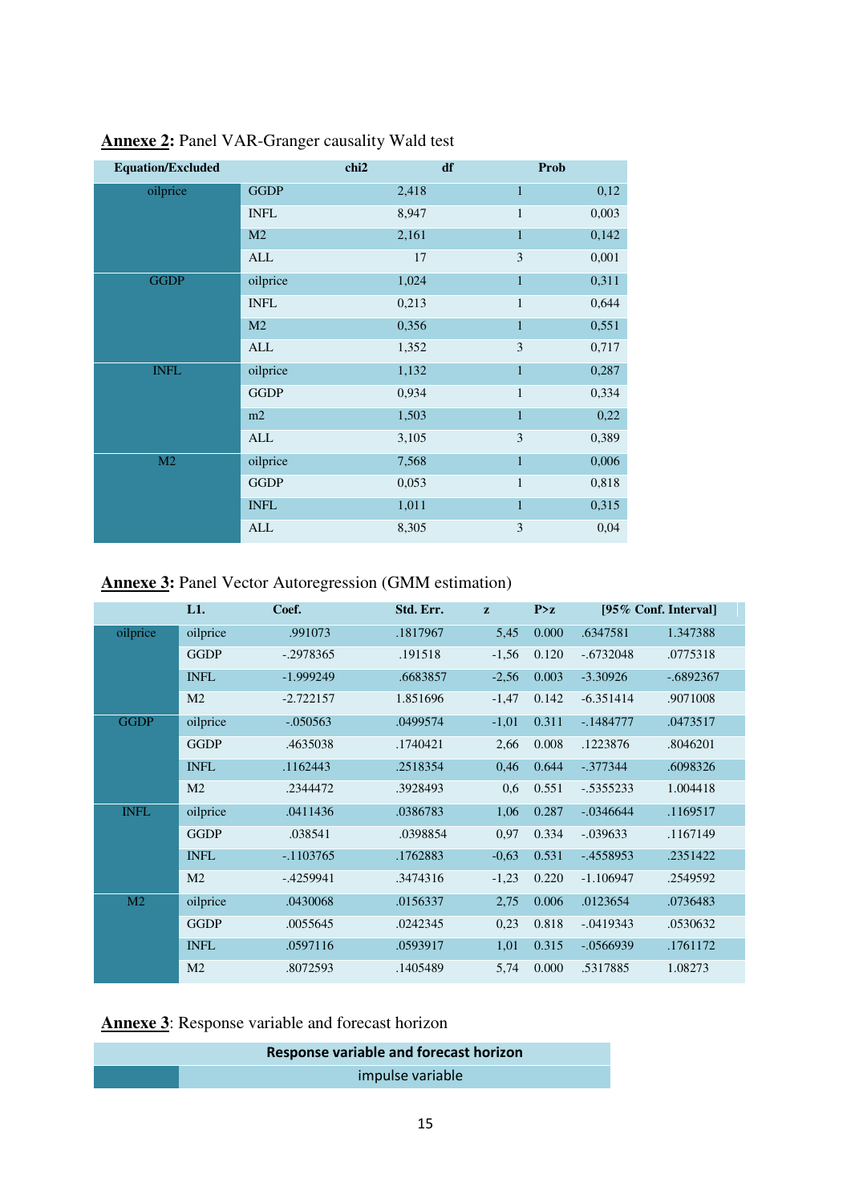**Annexe 2:** Panel VAR-Granger causality Wald test

| Equation/Excluded | | chi2 | df | Prob |
|---|---|---|---|---|
| oilprice | GGDP | 2,418 | 1 | 0,12 |
| | INFL | 8,947 | 1 | 0,003 |
| | M2 | 2,161 | 1 | 0,142 |
| | ALL | 17 | 3 | 0,001 |
| GGDP | oilprice | 1,024 | 1 | 0,311 |
| | INFL | 0,213 | 1 | 0,644 |
| | M2 | 0,356 | 1 | 0,551 |
| | ALL | 1,352 | 3 | 0,717 |
| INFL | oilprice | 1,132 | 1 | 0,287 |
| | GGDP | 0,934 | 1 | 0,334 |
| | m2 | 1,503 | 1 | 0,22 |
| | ALL | 3,105 | 3 | 0,389 |
| M2 | oilprice | 7,568 | 1 | 0,006 |
| | GGDP | 0,053 | 1 | 0,818 |
| | INFL | 1,011 | 1 | 0,315 |
| | ALL | 8,305 | 3 | 0,04 |

**Annexe 3:** Panel Vector Autoregression (GMM estimation)

| | L1. | Coef. | Std. Err. | z | P>z | [95% Conf. Interval] | |
|---|---|---|---|---|---|---|---|
| oilprice | oilprice | .991073 | .1817967 | 5,45 | 0.000 | .6347581 | 1.347388 |
| | GGDP | -.2978365 | .191518 | -1,56 | 0.120 | -.6732048 | .0775318 |
| | INFL | -1.999249 | .6683857 | -2,56 | 0.003 | -3.30926 | -.6892367 |
| | M2 | -2.722157 | 1.851696 | -1,47 | 0.142 | -6.351414 | .9071008 |
| GGDP | oilprice | -.050563 | .0499574 | -1,01 | 0.311 | -.1484777 | .0473517 |
| | GGDP | .4635038 | .1740421 | 2,66 | 0.008 | .1223876 | .8046201 |
| | INFL | .1162443 | .2518354 | 0,46 | 0.644 | -.377344 | .6098326 |
| | M2 | .2344472 | .3928493 | 0,6 | 0.551 | -.5355233 | 1.004418 |
| INFL | oilprice | .0411436 | .0386783 | 1,06 | 0.287 | -.0346644 | .1169517 |
| | GGDP | .038541 | .0398854 | 0,97 | 0.334 | -.039633 | .1167149 |
| | INFL | -.1103765 | .1762883 | -0,63 | 0.531 | -.4558953 | .2351422 |
| | M2 | -.4259941 | .3474316 | -1,23 | 0.220 | -1.106947 | .2549592 |
| M2 | oilprice | .0430068 | .0156337 | 2,75 | 0.006 | .0123654 | .0736483 |
| | GGDP | .0055645 | .0242345 | 0,23 | 0.818 | -.0419343 | .0530632 |
| | INFL | .0597116 | .0593917 | 1,01 | 0.315 | -.0566939 | .1761172 |
| | M2 | .8072593 | .1405489 | 5,74 | 0.000 | .5317885 | 1.08273 |

**Annexe 3**: Response variable and forecast horizon

| Response variable and forecast horizon | |
|---|---|
| | impulse variable |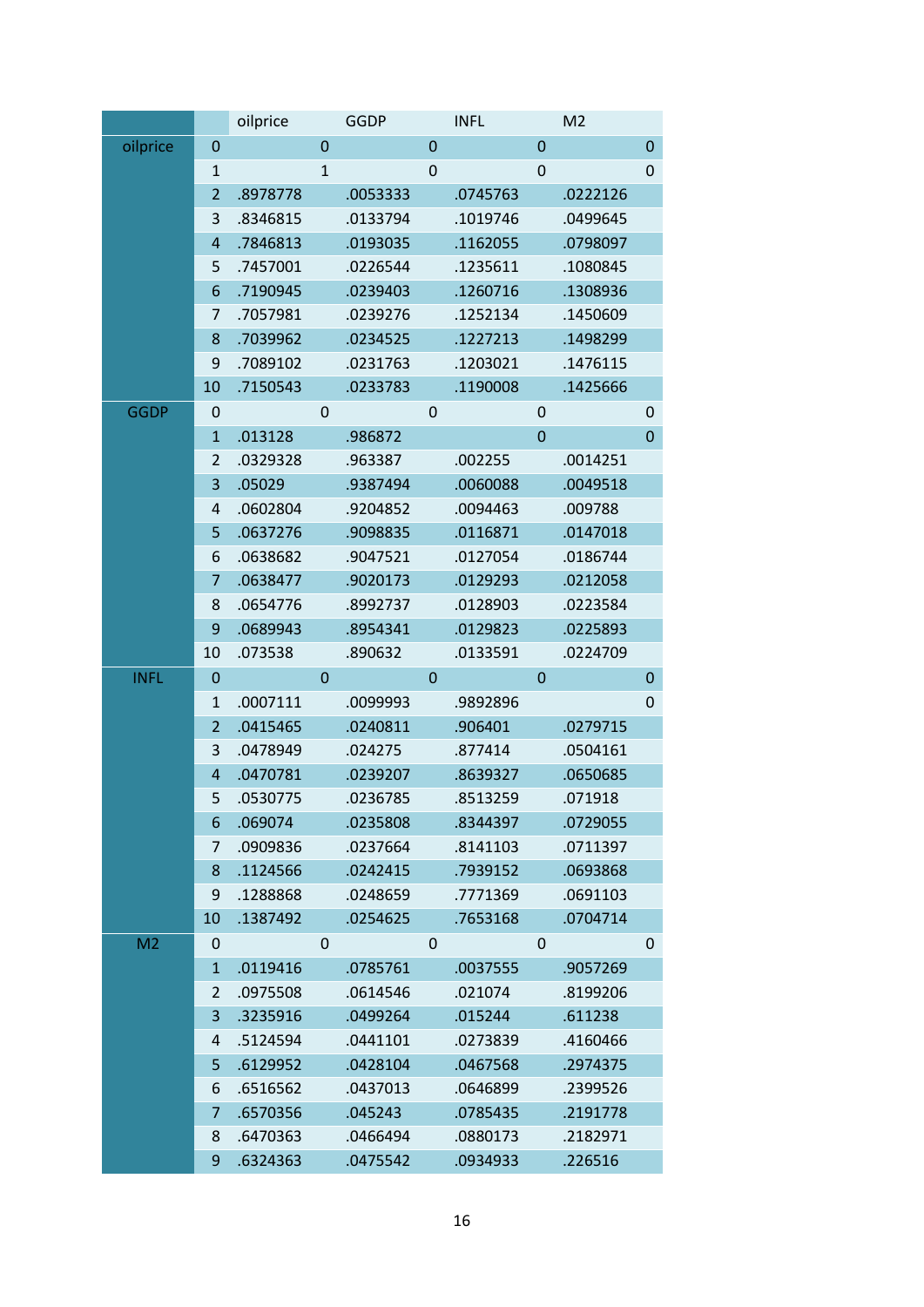| | | oilprice | GGDP | INFL | M2 |
|---|---|---|---|---|---|
| oilprice | 0 | 0 | 0 | 0 | 0 |
| | 1 | 1 | 0 | 0 | 0 |
| | 2 | .8978778 | .0053333 | .0745763 | .0222126 |
| | 3 | .8346815 | .0133794 | .1019746 | .0499645 |
| | 4 | .7846813 | .0193035 | .1162055 | .0798097 |
| | 5 | .7457001 | .0226544 | .1235611 | .1080845 |
| | 6 | .7190945 | .0239403 | .1260716 | .1308936 |
| | 7 | .7057981 | .0239276 | .1252134 | .1450609 |
| | 8 | .7039962 | .0234525 | .1227213 | .1498299 |
| | 9 | .7089102 | .0231763 | .1203021 | .1476115 |
| | 10 | .7150543 | .0233783 | .1190008 | .1425666 |
| GGDP | 0 | 0 | 0 | 0 | 0 |
| | 1 | .013128 | .986872 | 0 | 0 |
| | 2 | .0329328 | .963387 | .002255 | .0014251 |
| | 3 | .05029 | .9387494 | .0060088 | .0049518 |
| | 4 | .0602804 | .9204852 | .0094463 | .009788 |
| | 5 | .0637276 | .9098835 | .0116871 | .0147018 |
| | 6 | .0638682 | .9047521 | .0127054 | .0186744 |
| | 7 | .0638477 | .9020173 | .0129293 | .0212058 |
| | 8 | .0654776 | .8992737 | .0128903 | .0223584 |
| | 9 | .0689943 | .8954341 | .0129823 | .0225893 |
| | 10 | .073538 | .890632 | .0133591 | .0224709 |
| INFL | 0 | 0 | 0 | 0 | 0 |
| | 1 | .0007111 | .0099993 | .9892896 | 0 |
| | 2 | .0415465 | .0240811 | .906401 | .0279715 |
| | 3 | .0478949 | .024275 | .877414 | .0504161 |
| | 4 | .0470781 | .0239207 | .8639327 | .0650685 |
| | 5 | .0530775 | .0236785 | .8513259 | .071918 |
| | 6 | .069074 | .0235808 | .8344397 | .0729055 |
| | 7 | .0909836 | .0237664 | .8141103 | .0711397 |
| | 8 | .1124566 | .0242415 | .7939152 | .0693868 |
| | 9 | .1288868 | .0248659 | .7771369 | .0691103 |
| | 10 | .1387492 | .0254625 | .7653168 | .0704714 |
| M2 | 0 | 0 | 0 | 0 | 0 |
| | 1 | .0119416 | .0785761 | .0037555 | .9057269 |
| | 2 | .0975508 | .0614546 | .021074 | .8199206 |
| | 3 | .3235916 | .0499264 | .015244 | .611238 |
| | 4 | .5124594 | .0441101 | .0273839 | .4160466 |
| | 5 | .6129952 | .0428104 | .0467568 | .2974375 |
| | 6 | .6516562 | .0437013 | .0646899 | .2399526 |
| | 7 | .6570356 | .045243 | .0785435 | .2191778 |
| | 8 | .6470363 | .0466494 | .0880173 | .2182971 |
| | 9 | .6324363 | .0475542 | .0934933 | .226516 |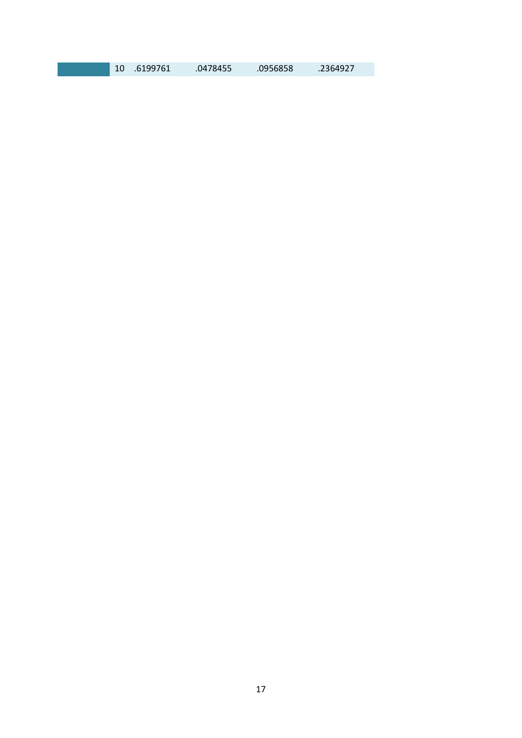| | | | | | |
|---|---|---|---|---|---|
| | 10 | .6199761 | .0478455 | .0956858 | .2364927 |